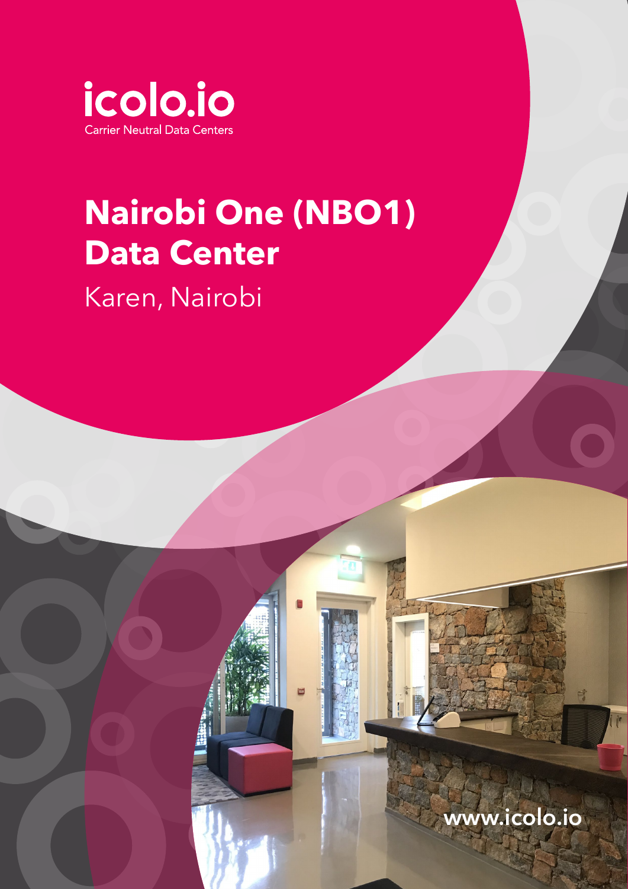icolo.io

Carrier Neutral Data Centers

# Nairobi One (NBO1) Data Center

## Karen, Nairobi

www.icolo.io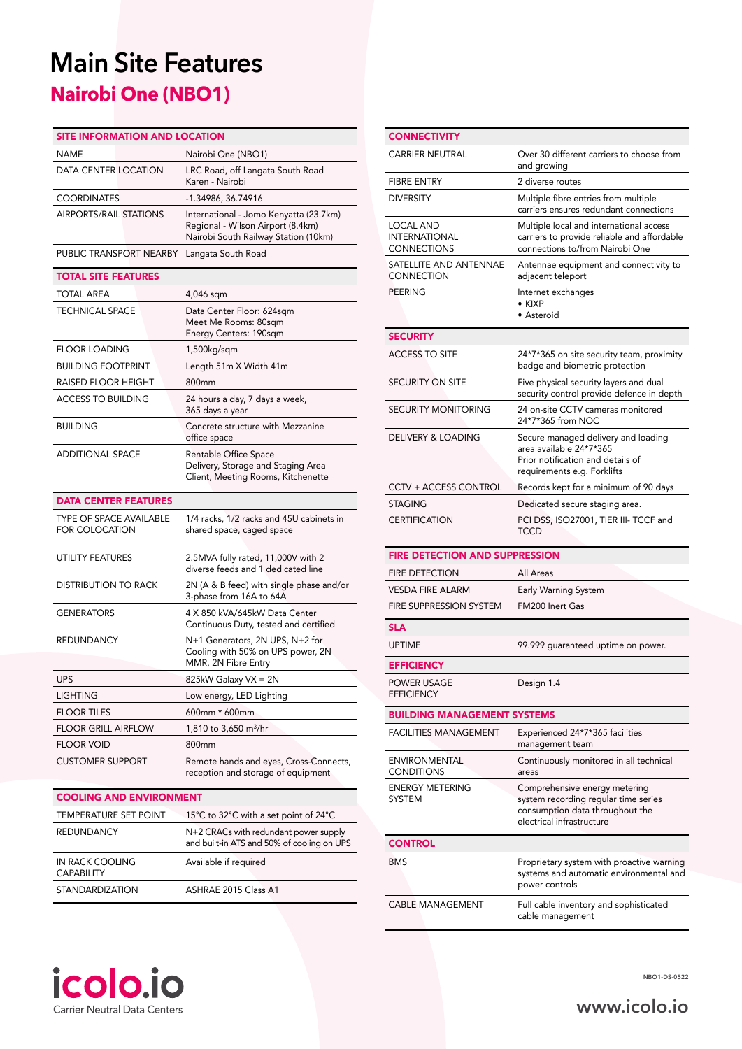# Main Site Features

## Nairobi One (NBO1)

| SITE INFORMATION AND LOCATION | |
|---|---|
| NAME | Nairobi One (NBO1) |
| DATA CENTER LOCATION | LRC Road, off Langata South Road Karen - Nairobi |
| COORDINATES | -1.34986, 36.74916 |
| AIRPORTS/RAIL STATIONS | International - Jomo Kenyatta (23.7km)<br>Regional - Wilson Airport (8.4km)<br>Nairobi South Railway Station (10km) |
| PUBLIC TRANSPORT NEARBY | Langata South Road |

| TOTAL SITE FEATURES | |
|---|---|
| TOTAL AREA | 4,046 sqm |
| TECHNICAL SPACE | Data Center Floor: 624sqm<br>Meet Me Rooms: 80sqm<br>Energy Centers: 190sqm |
| FLOOR LOADING | 1,500kg/sqm |
| BUILDING FOOTPRINT | Length 51m X Width 41m |
| RAISED FLOOR HEIGHT | 800mm |
| ACCESS TO BUILDING | 24 hours a day, 7 days a week, 365 days a year |
| BUILDING | Concrete structure with Mezzanine office space |
| ADDITIONAL SPACE | Rentable Office Space<br>Delivery, Storage and Staging Area<br>Client, Meeting Rooms, Kitchenette |

| DATA CENTER FEATURES | |
|---|---|
| TYPE OF SPACE AVAILABLE FOR COLOCATION | 1/4 racks, 1/2 racks and 45U cabinets in shared space, caged space |
| UTILITY FEATURES | 2.5MVA fully rated, 11,000V with 2 diverse feeds and 1 dedicated line |
| DISTRIBUTION TO RACK | 2N (A & B feed) with single phase and/or 3-phase from 16A to 64A |
| GENERATORS | 4 X 850 kVA/645kW Data Center Continuous Duty, tested and certified |
| REDUNDANCY | N+1 Generators, 2N UPS, N+2 for Cooling with 50% on UPS power, 2N MMR, 2N Fibre Entry |
| UPS | 825kW Galaxy VX = 2N |
| LIGHTING | Low energy, LED Lighting |
| FLOOR TILES | 600mm * 600mm |
| FLOOR GRILL AIRFLOW | 1,810 to 3,650 $m^3$/hr |
| FLOOR VOID | 800mm |
| CUSTOMER SUPPORT | Remote hands and eyes, Cross-Connects, reception and storage of equipment |

| COOLING AND ENVIRONMENT | |
|---|---|
| TEMPERATURE SET POINT | 15°C to 32°C with a set point of 24°C |
| REDUNDANCY | N+2 CRACs with redundant power supply and built-in ATS and 50% of cooling on UPS |
| IN RACK COOLING CAPABILITY | Available if required |
| STANDARDIZATION | ASHRAE 2015 Class A1 |

| CONNECTIVITY | |
|---|---|
| CARRIER NEUTRAL | Over 30 different carriers to choose from and growing |
| FIBRE ENTRY | 2 diverse routes |
| DIVERSITY | Multiple fibre entries from multiple carriers ensures redundant connections |
| LOCAL AND INTERNATIONAL CONNECTIONS | Multiple local and international access carriers to provide reliable and affordable connections to/from Nairobi One |
| SATELLITE AND ANTENNAE CONNECTION | Antennae equipment and connectivity to adjacent teleport |
| PEERING | Internet exchanges<br>• KIXP<br>• Asteroid |

| SECURITY | |
|---|---|
| ACCESS TO SITE | 24*7*365 on site security team, proximity badge and biometric protection |
| SECURITY ON SITE | Five physical security layers and dual security control provide defence in depth |
| SECURITY MONITORING | 24 on-site CCTV cameras monitored 24*7*365 from NOC |
| DELIVERY & LOADING | Secure managed delivery and loading area available 24*7*365<br>Prior notification and details of requirements e.g. Forklifts |
| CCTV + ACCESS CONTROL | Records kept for a minimum of 90 days |
| STAGING | Dedicated secure staging area. |
| CERTIFICATION | PCI DSS, ISO27001, TIER III- TCCF and TCCD |

| FIRE DETECTION AND SUPPRESSION | |
|---|---|
| FIRE DETECTION | All Areas |
| VESDA FIRE ALARM | Early Warning System |
| FIRE SUPPRESSION SYSTEM | FM200 Inert Gas |

| SLA | |
|---|---|
| UPTIME | 99.999 guaranteed uptime on power. |

| EFFICIENCY | |
|---|---|
| POWER USAGE EFFICIENCY | Design 1.4 |

| BUILDING MANAGEMENT SYSTEMS | |
|---|---|
| FACILITIES MANAGEMENT | Experienced 24*7*365 facilities management team |
| ENVIRONMENTAL CONDITIONS | Continuously monitored in all technical areas |
| ENERGY METERING SYSTEM | Comprehensive energy metering system recording regular time series consumption data throughout the electrical infrastructure |

| CONTROL | |
|---|---|
| BMS | Proprietary system with proactive warning systems and automatic environmental and power controls |
| CABLE MANAGEMENT | Full cable inventory and sophisticated cable management |

icolo.io
Carrier Neutral Data Centers

NBO1-DS-0522

www.icolo.io